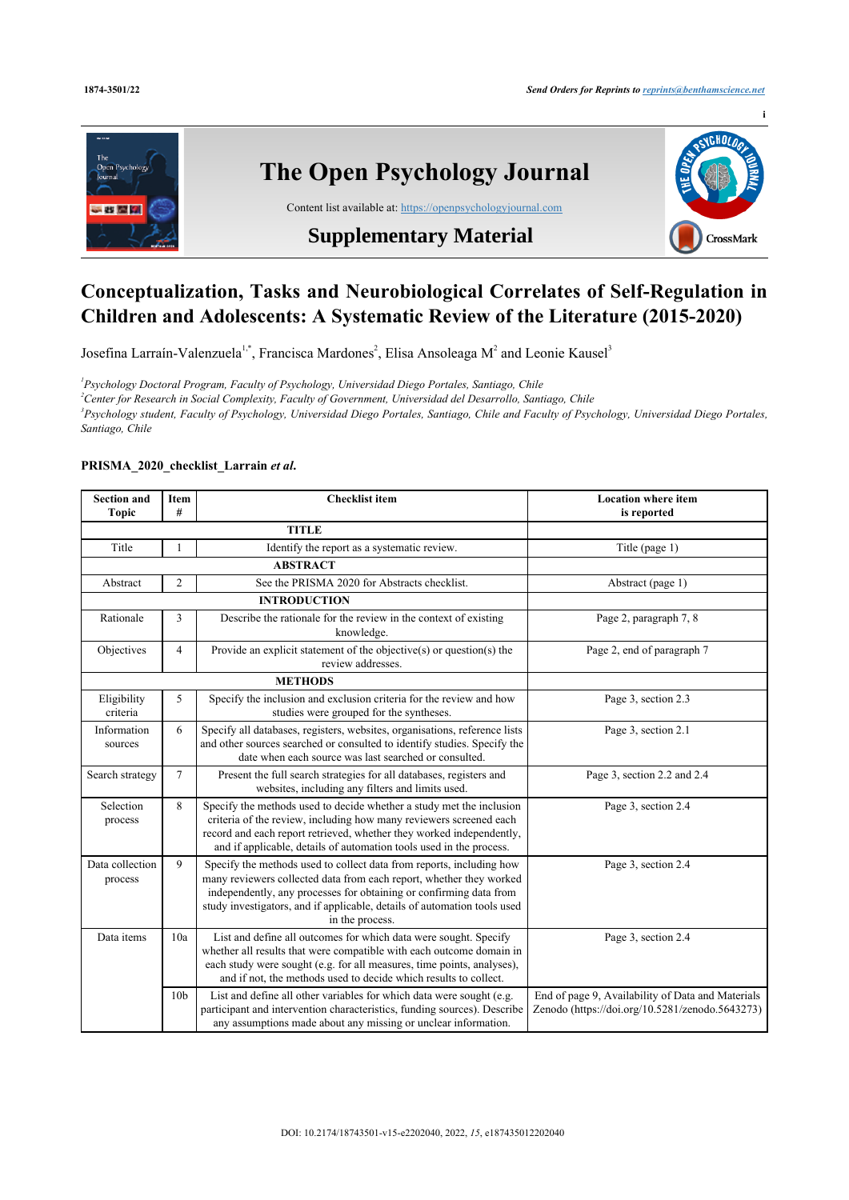# The Open Psychology Journal

Content list available at: https://openpsychologyjournal.com

## Supplementary Material

# Conceptualization, Tasks and Neurobiological Correlates of Self-Regulation in Children and Adolescents: A Systematic Review of the Literature (2015-2020)

Josefina Larraín-Valenzuela[1,*], Francisca Mardones[2], Elisa Ansoleaga M[2] and Leonie Kausel[3]

[1]*Psychology Doctoral Program, Faculty of Psychology, Universidad Diego Portales, Santiago, Chile*
[2]*Center for Research in Social Complexity, Faculty of Government, Universidad del Desarrollo, Santiago, Chile*
[3]*Psychology student, Faculty of Psychology, Universidad Diego Portales, Santiago, Chile and Faculty of Psychology, Universidad Diego Portales, Santiago, Chile*

**PRISMA_2020_checklist_Larrain *et al*.**

| Section and Topic | Item # | Checklist item | Location where item is reported |
|---|---|---|---|
| **TITLE** | | | |
| Title | 1 | Identify the report as a systematic review. | Title (page 1) |
| **ABSTRACT** | | | |
| Abstract | 2 | See the PRISMA 2020 for Abstracts checklist. | Abstract (page 1) |
| **INTRODUCTION** | | | |
| Rationale | 3 | Describe the rationale for the review in the context of existing knowledge. | Page 2, paragraph 7, 8 |
| Objectives | 4 | Provide an explicit statement of the objective(s) or question(s) the review addresses. | Page 2, end of paragraph 7 |
| **METHODS** | | | |
| Eligibility criteria | 5 | Specify the inclusion and exclusion criteria for the review and how studies were grouped for the syntheses. | Page 3, section 2.3 |
| Information sources | 6 | Specify all databases, registers, websites, organisations, reference lists and other sources searched or consulted to identify studies. Specify the date when each source was last searched or consulted. | Page 3, section 2.1 |
| Search strategy | 7 | Present the full search strategies for all databases, registers and websites, including any filters and limits used. | Page 3, section 2.2 and 2.4 |
| Selection process | 8 | Specify the methods used to decide whether a study met the inclusion criteria of the review, including how many reviewers screened each record and each report retrieved, whether they worked independently, and if applicable, details of automation tools used in the process. | Page 3, section 2.4 |
| Data collection process | 9 | Specify the methods used to collect data from reports, including how many reviewers collected data from each report, whether they worked independently, any processes for obtaining or confirming data from study investigators, and if applicable, details of automation tools used in the process. | Page 3, section 2.4 |
| Data items | 10a | List and define all outcomes for which data were sought. Specify whether all results that were compatible with each outcome domain in each study were sought (e.g. for all measures, time points, analyses), and if not, the methods used to decide which results to collect. | Page 3, section 2.4 |
| | 10b | List and define all other variables for which data were sought (e.g. participant and intervention characteristics, funding sources). Describe any assumptions made about any missing or unclear information. | End of page 9, Availability of Data and Materials Zenodo (https://doi.org/10.5281/zenodo.5643273) |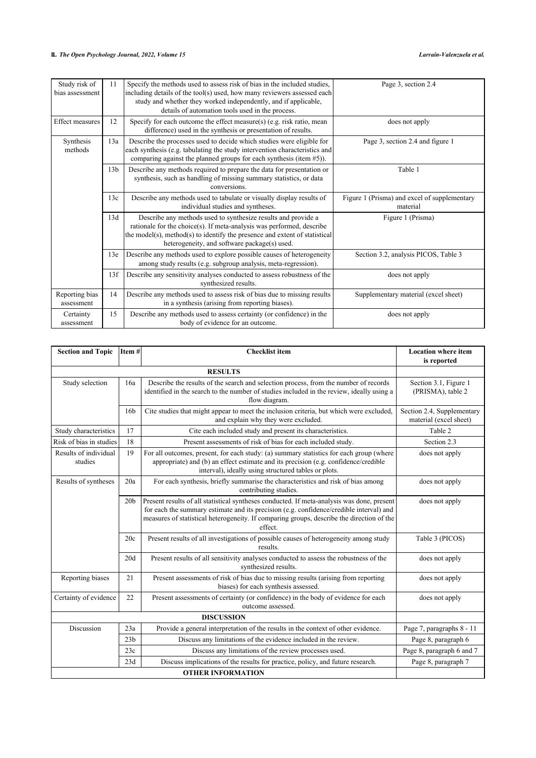| Study risk of bias assessment | 11 | Specify the methods used to assess risk of bias in the included studies, including details of the tool(s) used, how many reviewers assessed each study and whether they worked independently, and if applicable, details of automation tools used in the process. | Page 3, section 2.4 |
|---|---|---|---|
| Effect measures | 12 | Specify for each outcome the effect measure(s) (e.g. risk ratio, mean difference) used in the synthesis or presentation of results. | does not apply |
| Synthesis methods | 13a | Describe the processes used to decide which studies were eligible for each synthesis (e.g. tabulating the study intervention characteristics and comparing against the planned groups for each synthesis (item #5)). | Page 3, section 2.4 and figure 1 |
| | 13b | Describe any methods required to prepare the data for presentation or synthesis, such as handling of missing summary statistics, or data conversions. | Table 1 |
| | 13c | Describe any methods used to tabulate or visually display results of individual studies and syntheses. | Figure 1 (Prisma) and excel of supplementary material |
| | 13d | Describe any methods used to synthesize results and provide a rationale for the choice(s). If meta-analysis was performed, describe the model(s), method(s) to identify the presence and extent of statistical heterogeneity, and software package(s) used. | Figure 1 (Prisma) |
| | 13e | Describe any methods used to explore possible causes of heterogeneity among study results (e.g. subgroup analysis, meta-regression). | Section 3.2, analysis PICOS, Table 3 |
| | 13f | Describe any sensitivity analyses conducted to assess robustness of the synthesized results. | does not apply |
| Reporting bias assessment | 14 | Describe any methods used to assess risk of bias due to missing results in a synthesis (arising from reporting biases). | Supplementary material (excel sheet) |
| Certainty assessment | 15 | Describe any methods used to assess certainty (or confidence) in the body of evidence for an outcome. | does not apply |

| Section and Topic | Item # | Checklist item | Location where item is reported |
|---|---|---|---|
| | | **RESULTS** | |
| Study selection | 16a | Describe the results of the search and selection process, from the number of records identified in the search to the number of studies included in the review, ideally using a flow diagram. | Section 3.1, Figure 1 (PRISMA), table 2 |
| | 16b | Cite studies that might appear to meet the inclusion criteria, but which were excluded, and explain why they were excluded. | Section 2.4, Supplementary material (excel sheet) |
| Study characteristics | 17 | Cite each included study and present its characteristics. | Table 2 |
| Risk of bias in studies | 18 | Present assessments of risk of bias for each included study. | Section 2.3 |
| Results of individual studies | 19 | For all outcomes, present, for each study: (a) summary statistics for each group (where appropriate) and (b) an effect estimate and its precision (e.g. confidence/credible interval), ideally using structured tables or plots. | does not apply |
| Results of syntheses | 20a | For each synthesis, briefly summarise the characteristics and risk of bias among contributing studies. | does not apply |
| | 20b | Present results of all statistical syntheses conducted. If meta-analysis was done, present for each the summary estimate and its precision (e.g. confidence/credible interval) and measures of statistical heterogeneity. If comparing groups, describe the direction of the effect. | does not apply |
| | 20c | Present results of all investigations of possible causes of heterogeneity among study results. | Table 3 (PICOS) |
| | 20d | Present results of all sensitivity analyses conducted to assess the robustness of the synthesized results. | does not apply |
| Reporting biases | 21 | Present assessments of risk of bias due to missing results (arising from reporting biases) for each synthesis assessed. | does not apply |
| Certainty of evidence | 22 | Present assessments of certainty (or confidence) in the body of evidence for each outcome assessed. | does not apply |
| | | **DISCUSSION** | |
| Discussion | 23a | Provide a general interpretation of the results in the context of other evidence. | Page 7, paragraphs 8 - 11 |
| | 23b | Discuss any limitations of the evidence included in the review. | Page 8, paragraph 6 |
| | 23c | Discuss any limitations of the review processes used. | Page 8, paragraph 6 and 7 |
| | 23d | Discuss implications of the results for practice, policy, and future research. | Page 8, paragraph 7 |
| | | **OTHER INFORMATION** | |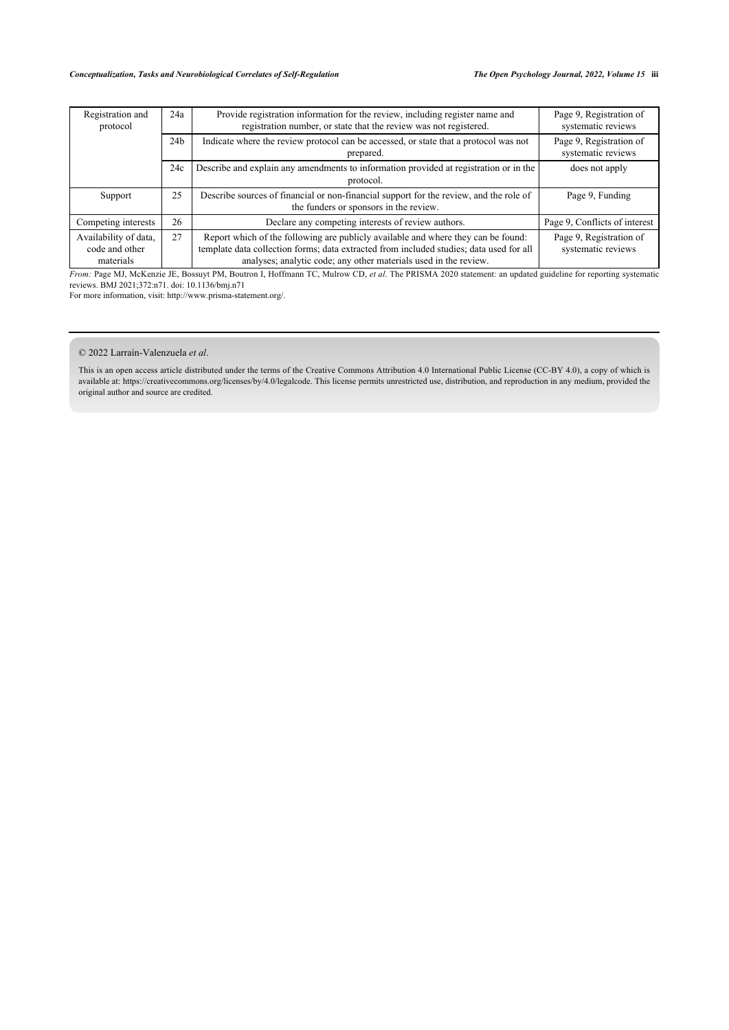| | | | |
|---|---|---|---|
| Registration and protocol | 24a | Provide registration information for the review, including register name and registration number, or state that the review was not registered. | Page 9, Registration of systematic reviews |
| | 24b | Indicate where the review protocol can be accessed, or state that a protocol was not prepared. | Page 9, Registration of systematic reviews |
| | 24c | Describe and explain any amendments to information provided at registration or in the protocol. | does not apply |
| Support | 25 | Describe sources of financial or non-financial support for the review, and the role of the funders or sponsors in the review. | Page 9, Funding |
| Competing interests | 26 | Declare any competing interests of review authors. | Page 9, Conflicts of interest |
| Availability of data, code and other materials | 27 | Report which of the following are publicly available and where they can be found: template data collection forms; data extracted from included studies; data used for all analyses; analytic code; any other materials used in the review. | Page 9, Registration of systematic reviews |

*From:* Page MJ, McKenzie JE, Bossuyt PM, Boutron I, Hoffmann TC, Mulrow CD, *et al*. The PRISMA 2020 statement: an updated guideline for reporting systematic reviews. BMJ 2021;372:n71. doi: 10.1136/bmj.n71
For more information, visit: http://www.prisma-statement.org/.

© 2022 Larraín-Valenzuela *et al*.

This is an open access article distributed under the terms of the Creative Commons Attribution 4.0 International Public License (CC-BY 4.0), a copy of which is available at: https://creativecommons.org/licenses/by/4.0/legalcode. This license permits unrestricted use, distribution, and reproduction in any medium, provided the original author and source are credited.